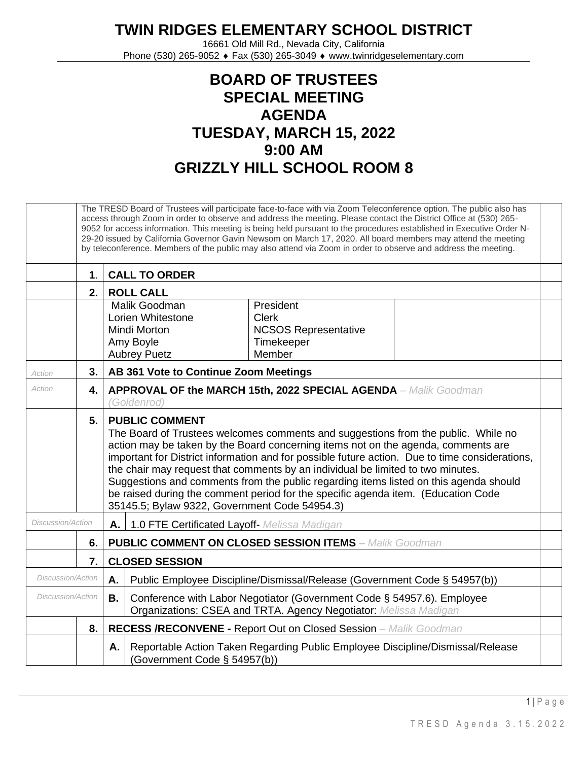# TWIN RIDGES ELEMENTARY SCHOOL DISTRICT

16661 Old Mill Rd., Nevada City, California
Phone (530) 265-9052 ♦ Fax (530) 265-3049 ♦ www.twinridgeselementary.com

## BOARD OF TRUSTEES
## SPECIAL MEETING
## AGENDA
## TUESDAY, MARCH 15, 2022
## 9:00 AM
## GRIZZLY HILL SCHOOL ROOM 8

| | | | | |
|---|---|---|---|---|
| | The TRESD Board of Trustees will participate face-to-face with via Zoom Teleconference option. The public also has access through Zoom in order to observe and address the meeting. Please contact the District Office at (530) 265-9052 for access information. This meeting is being held pursuant to the procedures established in Executive Order N-29-20 issued by California Governor Gavin Newsom on March 17, 2020. All board members may attend the meeting by teleconference. Members of the public may also attend via Zoom in order to observe and address the meeting. | | | |
| | **1.** | **CALL TO ORDER** | | |
| | **2.** | **ROLL CALL** | | |
| | | Malik Goodman<br>Lorien Whitestone<br>Mindi Morton<br>Amy Boyle<br>Aubrey Puetz | President<br>Clerk<br>NCSOS Representative<br>Timekeeper<br>Member | |
| *Action* | **3.** | **AB 361 Vote to Continue Zoom Meetings** | | |
| *Action* | **4.** | **APPROVAL OF the MARCH 15th, 2022 SPECIAL AGENDA** – *Malik Goodman (Goldenrod)* | | |
| | **5.** | **PUBLIC COMMENT**<br>The Board of Trustees welcomes comments and suggestions from the public. While no action may be taken by the Board concerning items not on the agenda, comments are important for District information and for possible future action. Due to time considerations, the chair may request that comments by an individual be limited to two minutes. Suggestions and comments from the public regarding items listed on this agenda should be raised during the comment period for the specific agenda item. (Education Code 35145.5; Bylaw 9322, Government Code 54954.3) | | |
| *Discussion/Action* | **A.** | 1.0 FTE Certificated Layoff- *Melissa Madigan* | | |
| | **6.** | **PUBLIC COMMENT ON CLOSED SESSION ITEMS** – *Malik Goodman* | | |
| | **7.** | **CLOSED SESSION** | | |
| *Discussion/Action* | **A.** | Public Employee Discipline/Dismissal/Release (Government Code § 54957(b)) | | |
| *Discussion/Action* | **B.** | Conference with Labor Negotiator (Government Code § 54957.6). Employee Organizations: CSEA and TRTA. Agency Negotiator: *Melissa Madigan* | | |
| | **8.** | **RECESS /RECONVENE -** Report Out on Closed Session – *Malik Goodman* | | |
| | **A.** | Reportable Action Taken Regarding Public Employee Discipline/Dismissal/Release (Government Code § 54957(b)) | | |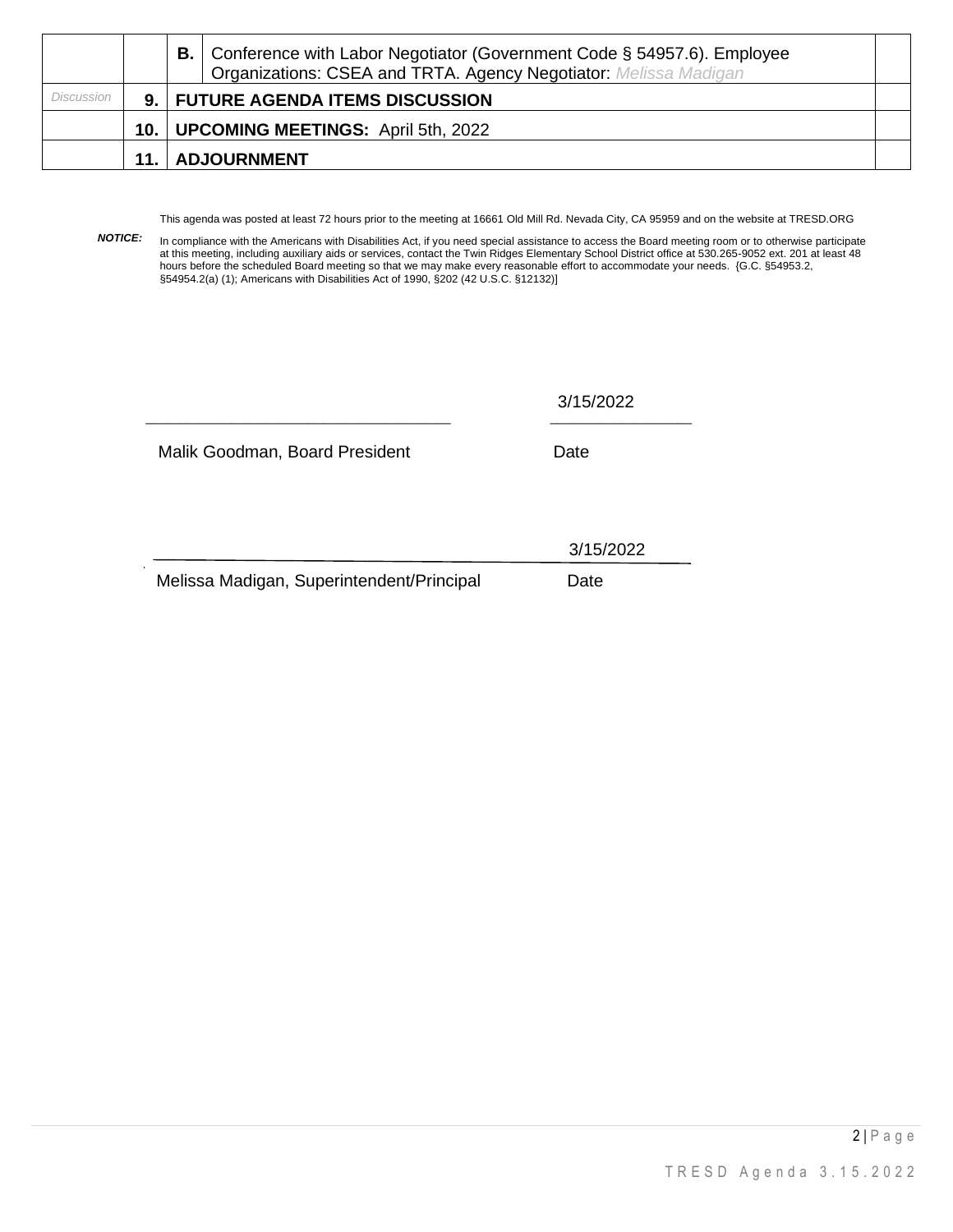| | | | | |
|---|---|---|---|---|
| | | **B.** | Conference with Labor Negotiator (Government Code § 54957.6). Employee Organizations: CSEA and TRTA. Agency Negotiator: *Melissa Madigan* | |
| *Discussion* | **9.** | **FUTURE AGENDA ITEMS DISCUSSION** | | |
| | **10.** | **UPCOMING MEETINGS:** April 5th, 2022 | | |
| | **11.** | **ADJOURNMENT** | | |

This agenda was posted at least 72 hours prior to the meeting at 16661 Old Mill Rd. Nevada City, CA 95959 and on the website at TRESD.ORG

***NOTICE:*** In compliance with the Americans with Disabilities Act, if you need special assistance to access the Board meeting room or to otherwise participate at this meeting, including auxiliary aids or services, contact the Twin Ridges Elementary School District office at 530.265-9052 ext. 201 at least 48 hours before the scheduled Board meeting so that we may make every reasonable effort to accommodate your needs. {G.C. §54953.2, §54954.2(a) (1); Americans with Disabilities Act of 1990, §202 (42 U.S.C. §12132)]

\_\_\_\_\_\_\_\_\_\_\_\_\_\_\_\_\_\_\_\_\_\_\_\_\_\_\_\_\_\_\_\_\_\_ 3/15/2022

Malik Goodman, Board President Date

\_\_\_\_\_\_\_\_\_\_\_\_\_\_\_\_\_\_\_\_\_\_\_\_\_\_\_\_\_\_\_\_\_\_ 3/15/2022

Melissa Madigan, Superintendent/Principal Date